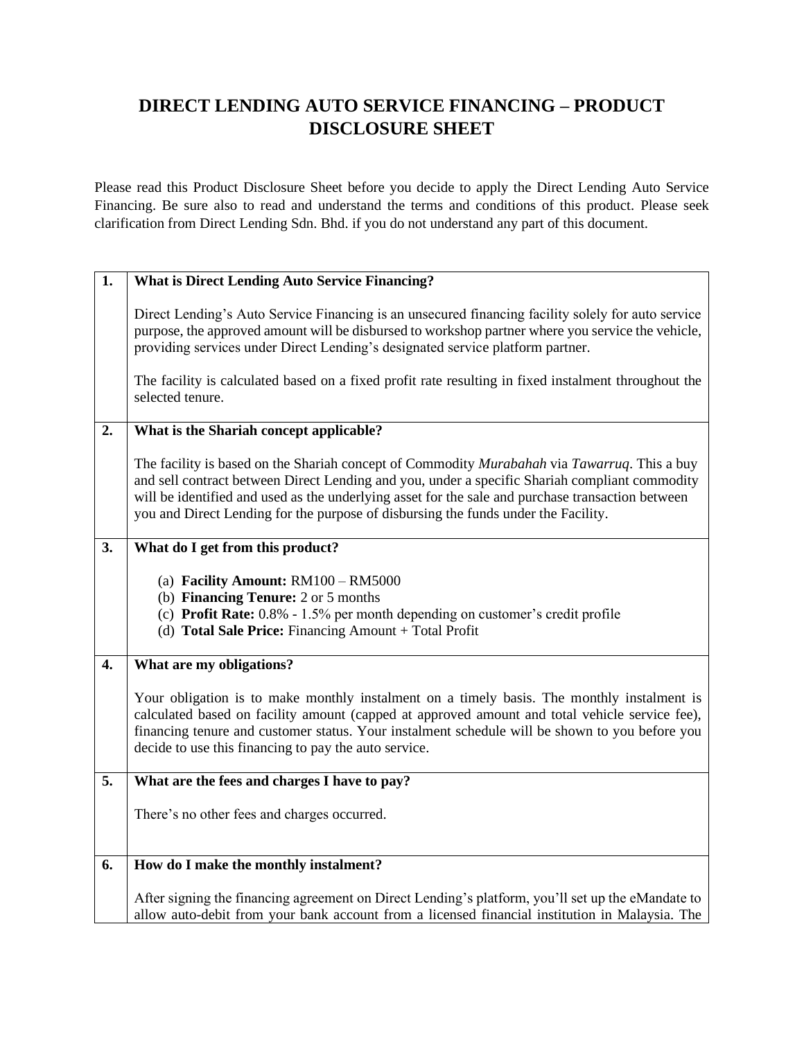# DIRECT LENDING AUTO SERVICE FINANCING – PRODUCT DISCLOSURE SHEET

Please read this Product Disclosure Sheet before you decide to apply the Direct Lending Auto Service Financing. Be sure also to read and understand the terms and conditions of this product. Please seek clarification from Direct Lending Sdn. Bhd. if you do not understand any part of this document.

| | |
|---|---|
| **1.** | **What is Direct Lending Auto Service Financing?**<br><br>Direct Lending's Auto Service Financing is an unsecured financing facility solely for auto service purpose, the approved amount will be disbursed to workshop partner where you service the vehicle, providing services under Direct Lending's designated service platform partner.<br><br>The facility is calculated based on a fixed profit rate resulting in fixed instalment throughout the selected tenure. |
| **2.** | **What is the Shariah concept applicable?**<br><br>The facility is based on the Shariah concept of Commodity *Murabahah* via *Tawarruq*. This a buy and sell contract between Direct Lending and you, under a specific Shariah compliant commodity will be identified and used as the underlying asset for the sale and purchase transaction between you and Direct Lending for the purpose of disbursing the funds under the Facility. |
| **3.** | **What do I get from this product?**<br><br>(a) **Facility Amount:** RM100 – RM5000<br>(b) **Financing Tenure:** 2 or 5 months<br>(c) **Profit Rate:** 0.8% - 1.5% per month depending on customer's credit profile<br>(d) **Total Sale Price:** Financing Amount + Total Profit |
| **4.** | **What are my obligations?**<br><br>Your obligation is to make monthly instalment on a timely basis. The monthly instalment is calculated based on facility amount (capped at approved amount and total vehicle service fee), financing tenure and customer status. Your instalment schedule will be shown to you before you decide to use this financing to pay the auto service. |
| **5.** | **What are the fees and charges I have to pay?**<br><br>There's no other fees and charges occurred. |
| **6.** | **How do I make the monthly instalment?**<br><br>After signing the financing agreement on Direct Lending's platform, you'll set up the eMandate to allow auto-debit from your bank account from a licensed financial institution in Malaysia. The |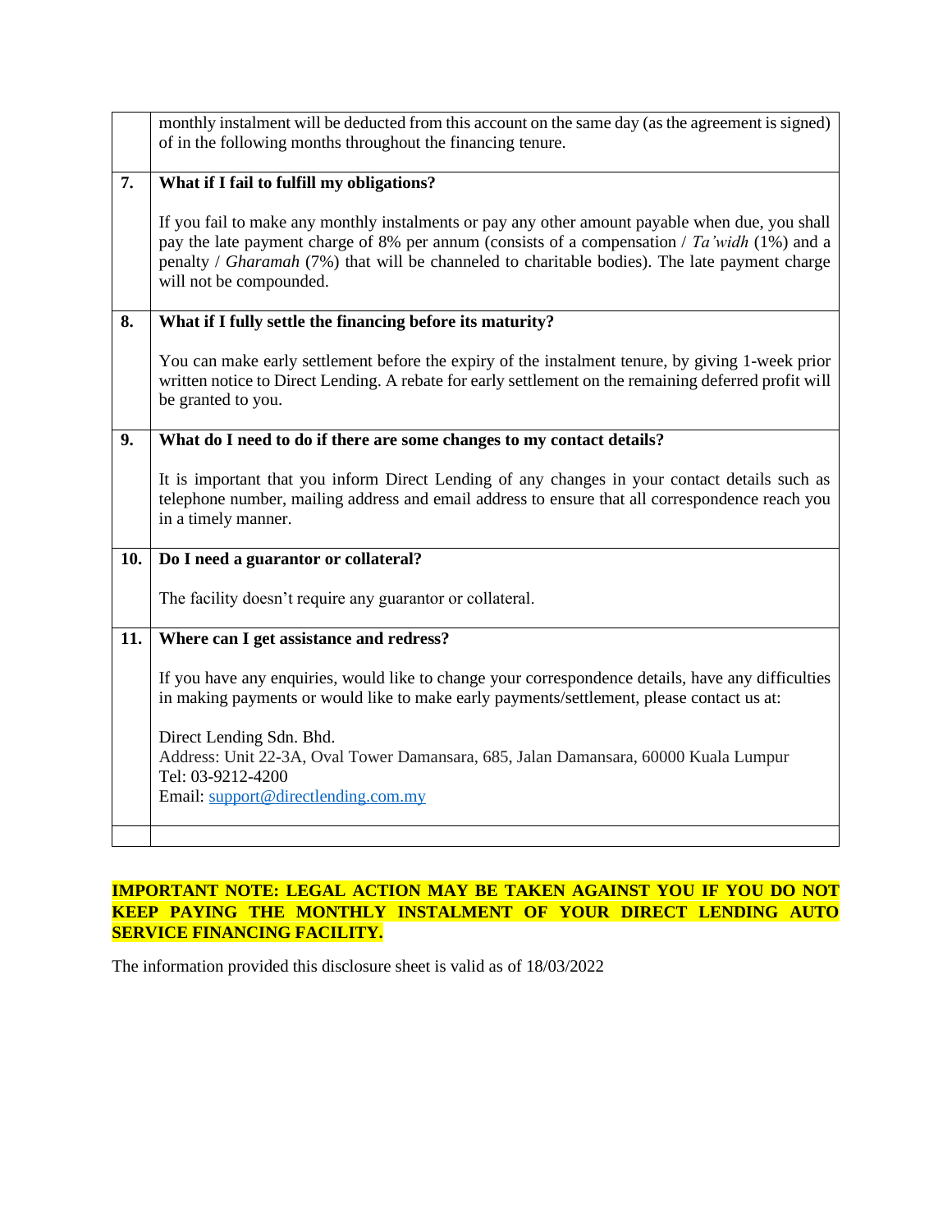| | |
|---|---|
| | monthly instalment will be deducted from this account on the same day (as the agreement is signed) of in the following months throughout the financing tenure. |
| **7.** | **What if I fail to fulfill my obligations?**<br><br>If you fail to make any monthly instalments or pay any other amount payable when due, you shall pay the late payment charge of 8% per annum (consists of a compensation / *Ta'widh* (1%) and a penalty / *Gharamah* (7%) that will be channeled to charitable bodies). The late payment charge will not be compounded. |
| **8.** | **What if I fully settle the financing before its maturity?**<br><br>You can make early settlement before the expiry of the instalment tenure, by giving 1-week prior written notice to Direct Lending. A rebate for early settlement on the remaining deferred profit will be granted to you. |
| **9.** | **What do I need to do if there are some changes to my contact details?**<br><br>It is important that you inform Direct Lending of any changes in your contact details such as telephone number, mailing address and email address to ensure that all correspondence reach you in a timely manner. |
| **10.** | **Do I need a guarantor or collateral?**<br><br>The facility doesn't require any guarantor or collateral. |
| **11.** | **Where can I get assistance and redress?**<br><br>If you have any enquiries, would like to change your correspondence details, have any difficulties in making payments or would like to make early payments/settlement, please contact us at:<br><br>Direct Lending Sdn. Bhd.<br>Address: Unit 22-3A, Oval Tower Damansara, 685, Jalan Damansara, 60000 Kuala Lumpur<br>Tel: 03-9212-4200<br>Email: support@directlending.com.my |
| | |

**IMPORTANT NOTE: LEGAL ACTION MAY BE TAKEN AGAINST YOU IF YOU DO NOT KEEP PAYING THE MONTHLY INSTALMENT OF YOUR DIRECT LENDING AUTO SERVICE FINANCING FACILITY.**

The information provided this disclosure sheet is valid as of 18/03/2022